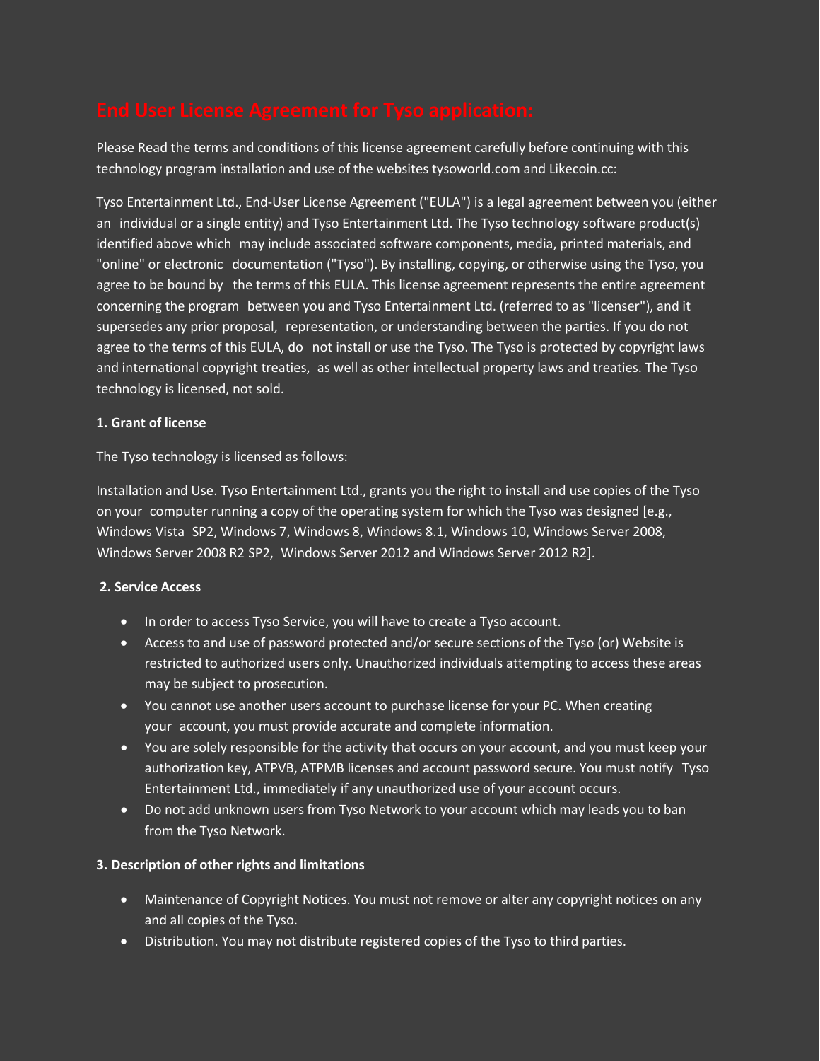# End User License Agreement for Tyso application:

Please Read the terms and conditions of this license agreement carefully before continuing with this technology program installation and use of the websites tysoworld.com and Likecoin.cc:

Tyso Entertainment Ltd., End-User License Agreement ("EULA") is a legal agreement between you (either an individual or a single entity) and Tyso Entertainment Ltd. The Tyso technology software product(s) identified above which may include associated software components, media, printed materials, and "online" or electronic documentation ("Tyso"). By installing, copying, or otherwise using the Tyso, you agree to be bound by the terms of this EULA. This license agreement represents the entire agreement concerning the program between you and Tyso Entertainment Ltd. (referred to as "licenser"), and it supersedes any prior proposal, representation, or understanding between the parties. If you do not agree to the terms of this EULA, do not install or use the Tyso. The Tyso is protected by copyright laws and international copyright treaties, as well as other intellectual property laws and treaties. The Tyso technology is licensed, not sold.

**1. Grant of license**

The Tyso technology is licensed as follows:

Installation and Use. Tyso Entertainment Ltd., grants you the right to install and use copies of the Tyso on your computer running a copy of the operating system for which the Tyso was designed [e.g., Windows Vista SP2, Windows 7, Windows 8, Windows 8.1, Windows 10, Windows Server 2008, Windows Server 2008 R2 SP2, Windows Server 2012 and Windows Server 2012 R2].

**2. Service Access**

- In order to access Tyso Service, you will have to create a Tyso account.
- Access to and use of password protected and/or secure sections of the Tyso (or) Website is restricted to authorized users only. Unauthorized individuals attempting to access these areas may be subject to prosecution.
- You cannot use another users account to purchase license for your PC. When creating your account, you must provide accurate and complete information.
- You are solely responsible for the activity that occurs on your account, and you must keep your authorization key, ATPVB, ATPMB licenses and account password secure. You must notify Tyso Entertainment Ltd., immediately if any unauthorized use of your account occurs.
- Do not add unknown users from Tyso Network to your account which may leads you to ban from the Tyso Network.

**3. Description of other rights and limitations**

- Maintenance of Copyright Notices. You must not remove or alter any copyright notices on any and all copies of the Tyso.
- Distribution. You may not distribute registered copies of the Tyso to third parties.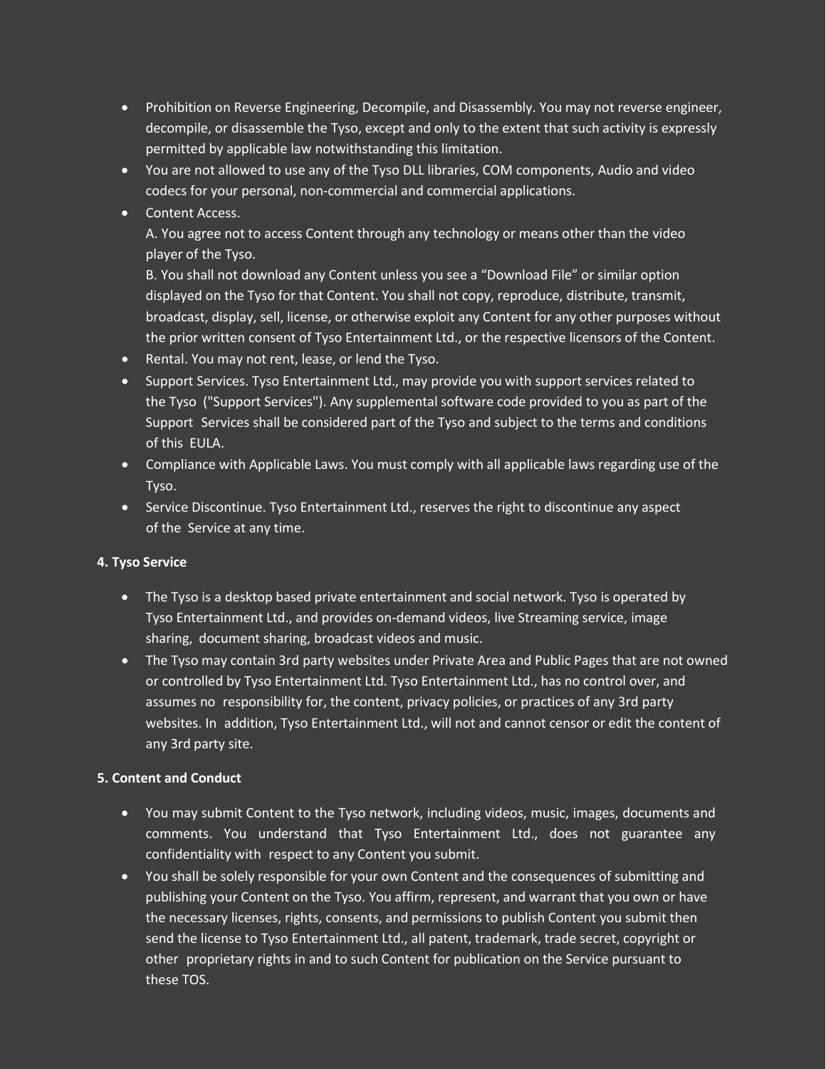- Prohibition on Reverse Engineering, Decompile, and Disassembly. You may not reverse engineer, decompile, or disassemble the Tyso, except and only to the extent that such activity is expressly permitted by applicable law notwithstanding this limitation.
- You are not allowed to use any of the Tyso DLL libraries, COM components, Audio and video codecs for your personal, non-commercial and commercial applications.
- Content Access.
  A. You agree not to access Content through any technology or means other than the video player of the Tyso.
  B. You shall not download any Content unless you see a "Download File" or similar option displayed on the Tyso for that Content. You shall not copy, reproduce, distribute, transmit, broadcast, display, sell, license, or otherwise exploit any Content for any other purposes without the prior written consent of Tyso Entertainment Ltd., or the respective licensors of the Content.
- Rental. You may not rent, lease, or lend the Tyso.
- Support Services. Tyso Entertainment Ltd., may provide you with support services related to the Tyso ("Support Services"). Any supplemental software code provided to you as part of the Support Services shall be considered part of the Tyso and subject to the terms and conditions of this EULA.
- Compliance with Applicable Laws. You must comply with all applicable laws regarding use of the Tyso.
- Service Discontinue. Tyso Entertainment Ltd., reserves the right to discontinue any aspect of the Service at any time.

**4. Tyso Service**

- The Tyso is a desktop based private entertainment and social network. Tyso is operated by Tyso Entertainment Ltd., and provides on-demand videos, live Streaming service, image sharing, document sharing, broadcast videos and music.
- The Tyso may contain 3rd party websites under Private Area and Public Pages that are not owned or controlled by Tyso Entertainment Ltd. Tyso Entertainment Ltd., has no control over, and assumes no responsibility for, the content, privacy policies, or practices of any 3rd party websites. In addition, Tyso Entertainment Ltd., will not and cannot censor or edit the content of any 3rd party site.

**5. Content and Conduct**

- You may submit Content to the Tyso network, including videos, music, images, documents and comments. You understand that Tyso Entertainment Ltd., does not guarantee any confidentiality with respect to any Content you submit.
- You shall be solely responsible for your own Content and the consequences of submitting and publishing your Content on the Tyso. You affirm, represent, and warrant that you own or have the necessary licenses, rights, consents, and permissions to publish Content you submit then send the license to Tyso Entertainment Ltd., all patent, trademark, trade secret, copyright or other proprietary rights in and to such Content for publication on the Service pursuant to these TOS.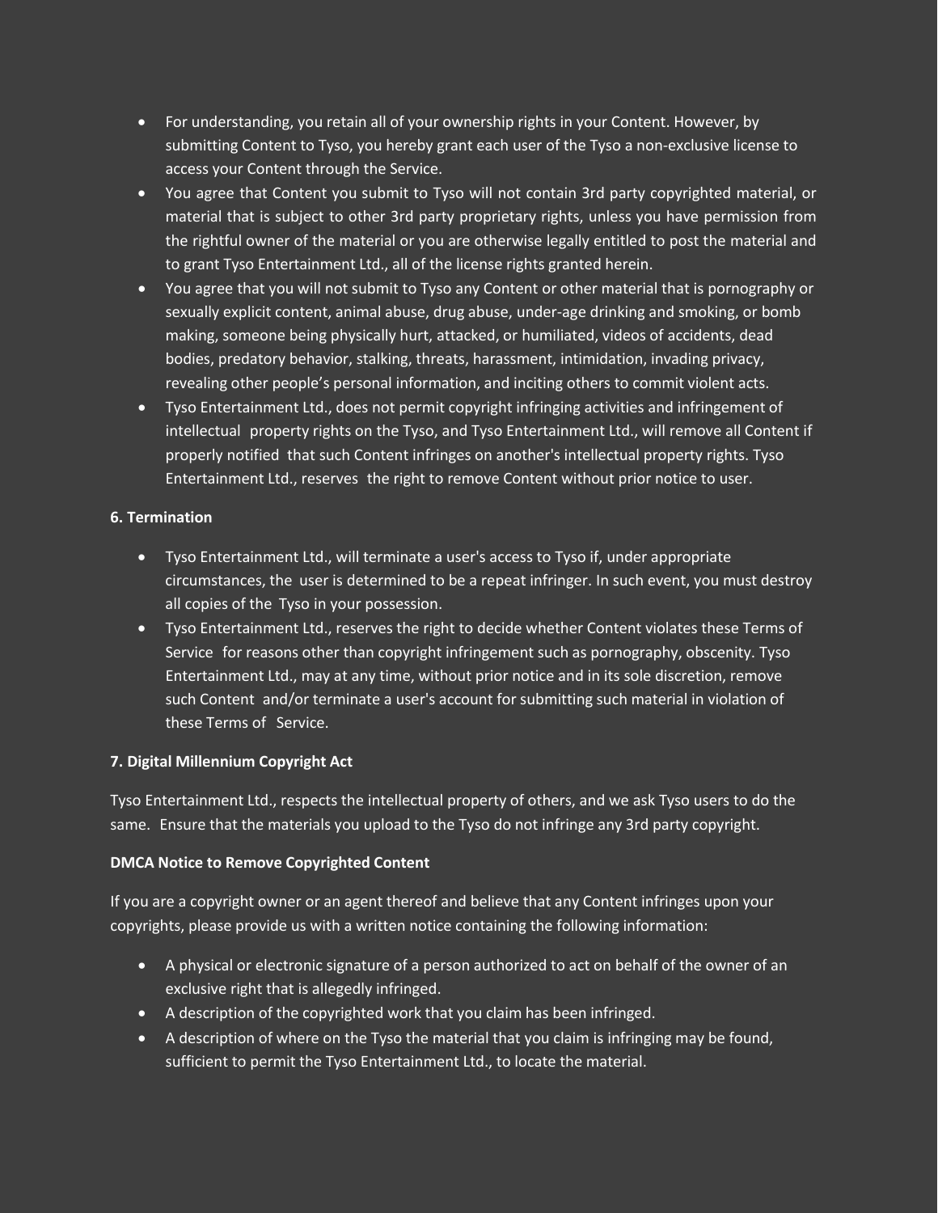- For understanding, you retain all of your ownership rights in your Content. However, by submitting Content to Tyso, you hereby grant each user of the Tyso a non-exclusive license to access your Content through the Service.
- You agree that Content you submit to Tyso will not contain 3rd party copyrighted material, or material that is subject to other 3rd party proprietary rights, unless you have permission from the rightful owner of the material or you are otherwise legally entitled to post the material and to grant Tyso Entertainment Ltd., all of the license rights granted herein.
- You agree that you will not submit to Tyso any Content or other material that is pornography or sexually explicit content, animal abuse, drug abuse, under-age drinking and smoking, or bomb making, someone being physically hurt, attacked, or humiliated, videos of accidents, dead bodies, predatory behavior, stalking, threats, harassment, intimidation, invading privacy, revealing other people's personal information, and inciting others to commit violent acts.
- Tyso Entertainment Ltd., does not permit copyright infringing activities and infringement of intellectual property rights on the Tyso, and Tyso Entertainment Ltd., will remove all Content if properly notified that such Content infringes on another's intellectual property rights. Tyso Entertainment Ltd., reserves the right to remove Content without prior notice to user.

**6. Termination**

- Tyso Entertainment Ltd., will terminate a user's access to Tyso if, under appropriate circumstances, the user is determined to be a repeat infringer. In such event, you must destroy all copies of the Tyso in your possession.
- Tyso Entertainment Ltd., reserves the right to decide whether Content violates these Terms of Service for reasons other than copyright infringement such as pornography, obscenity. Tyso Entertainment Ltd., may at any time, without prior notice and in its sole discretion, remove such Content and/or terminate a user's account for submitting such material in violation of these Terms of Service.

**7. Digital Millennium Copyright Act**

Tyso Entertainment Ltd., respects the intellectual property of others, and we ask Tyso users to do the same. Ensure that the materials you upload to the Tyso do not infringe any 3rd party copyright.

**DMCA Notice to Remove Copyrighted Content**

If you are a copyright owner or an agent thereof and believe that any Content infringes upon your copyrights, please provide us with a written notice containing the following information:

- A physical or electronic signature of a person authorized to act on behalf of the owner of an exclusive right that is allegedly infringed.
- A description of the copyrighted work that you claim has been infringed.
- A description of where on the Tyso the material that you claim is infringing may be found, sufficient to permit the Tyso Entertainment Ltd., to locate the material.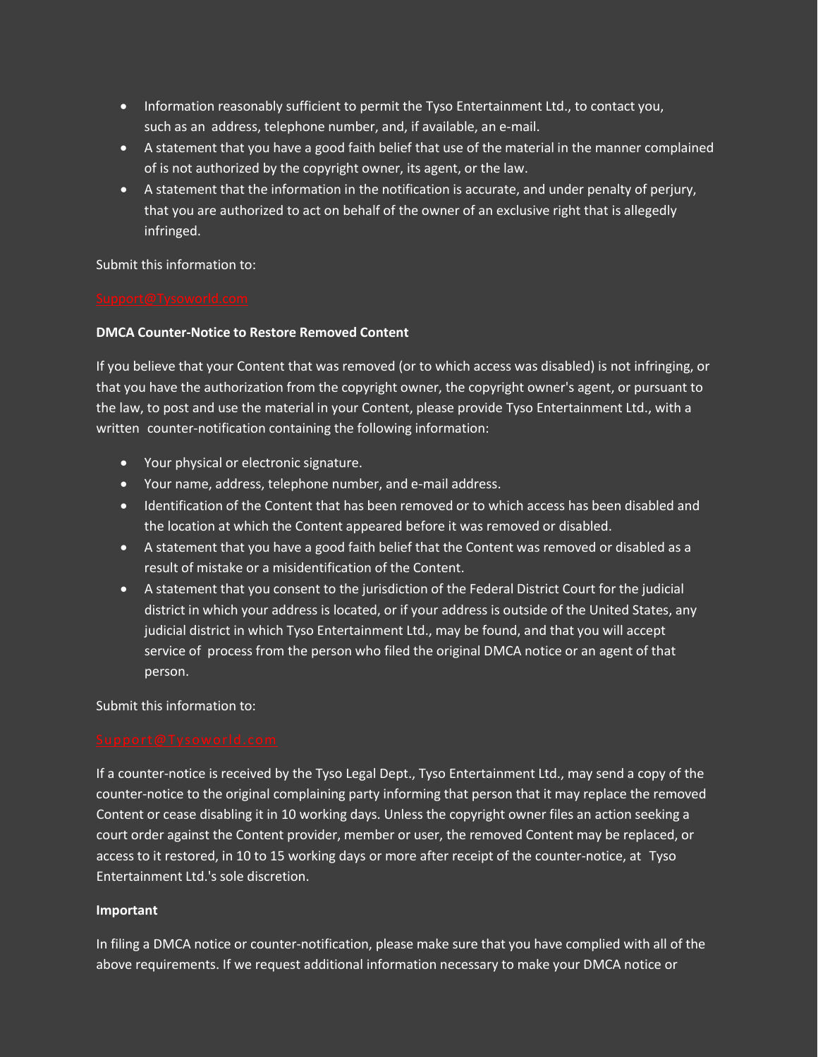- Information reasonably sufficient to permit the Tyso Entertainment Ltd., to contact you, such as an address, telephone number, and, if available, an e-mail.
- A statement that you have a good faith belief that use of the material in the manner complained of is not authorized by the copyright owner, its agent, or the law.
- A statement that the information in the notification is accurate, and under penalty of perjury, that you are authorized to act on behalf of the owner of an exclusive right that is allegedly infringed.

Submit this information to:

Support@Tysoworld.com

**DMCA Counter-Notice to Restore Removed Content**

If you believe that your Content that was removed (or to which access was disabled) is not infringing, or that you have the authorization from the copyright owner, the copyright owner's agent, or pursuant to the law, to post and use the material in your Content, please provide Tyso Entertainment Ltd., with a written counter-notification containing the following information:

- Your physical or electronic signature.
- Your name, address, telephone number, and e-mail address.
- Identification of the Content that has been removed or to which access has been disabled and the location at which the Content appeared before it was removed or disabled.
- A statement that you have a good faith belief that the Content was removed or disabled as a result of mistake or a misidentification of the Content.
- A statement that you consent to the jurisdiction of the Federal District Court for the judicial district in which your address is located, or if your address is outside of the United States, any judicial district in which Tyso Entertainment Ltd., may be found, and that you will accept service of process from the person who filed the original DMCA notice or an agent of that person.

Submit this information to:

Support@Tysoworld.com

If a counter-notice is received by the Tyso Legal Dept., Tyso Entertainment Ltd., may send a copy of the counter-notice to the original complaining party informing that person that it may replace the removed Content or cease disabling it in 10 working days. Unless the copyright owner files an action seeking a court order against the Content provider, member or user, the removed Content may be replaced, or access to it restored, in 10 to 15 working days or more after receipt of the counter-notice, at Tyso Entertainment Ltd.'s sole discretion.

**Important**

In filing a DMCA notice or counter-notification, please make sure that you have complied with all of the above requirements. If we request additional information necessary to make your DMCA notice or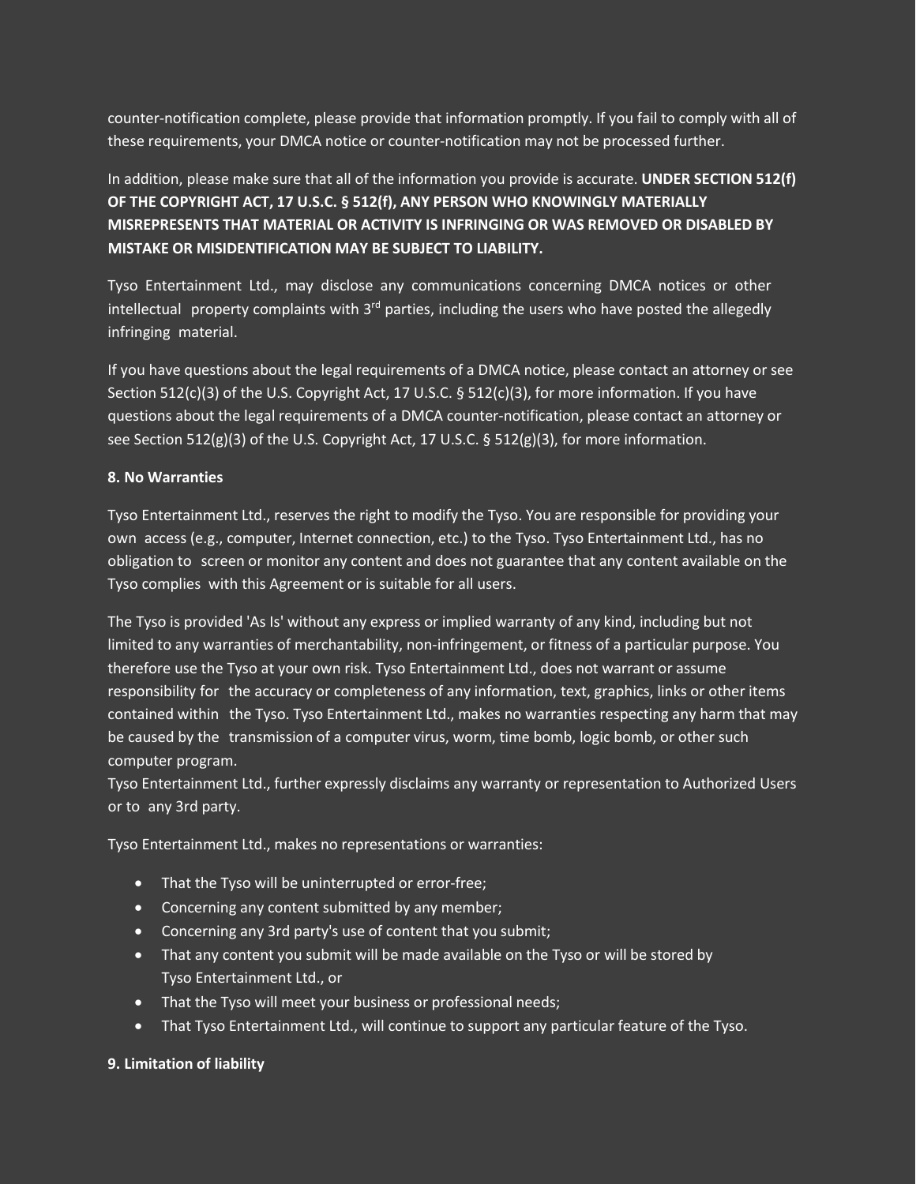counter-notification complete, please provide that information promptly. If you fail to comply with all of these requirements, your DMCA notice or counter-notification may not be processed further.

In addition, please make sure that all of the information you provide is accurate. **UNDER SECTION 512(f) OF THE COPYRIGHT ACT, 17 U.S.C. § 512(f), ANY PERSON WHO KNOWINGLY MATERIALLY MISREPRESENTS THAT MATERIAL OR ACTIVITY IS INFRINGING OR WAS REMOVED OR DISABLED BY MISTAKE OR MISIDENTIFICATION MAY BE SUBJECT TO LIABILITY.**

Tyso Entertainment Ltd., may disclose any communications concerning DMCA notices or other intellectual property complaints with 3rd parties, including the users who have posted the allegedly infringing material.

If you have questions about the legal requirements of a DMCA notice, please contact an attorney or see Section 512(c)(3) of the U.S. Copyright Act, 17 U.S.C. § 512(c)(3), for more information. If you have questions about the legal requirements of a DMCA counter-notification, please contact an attorney or see Section 512(g)(3) of the U.S. Copyright Act, 17 U.S.C. § 512(g)(3), for more information.

**8. No Warranties**

Tyso Entertainment Ltd., reserves the right to modify the Tyso. You are responsible for providing your own access (e.g., computer, Internet connection, etc.) to the Tyso. Tyso Entertainment Ltd., has no obligation to screen or monitor any content and does not guarantee that any content available on the Tyso complies with this Agreement or is suitable for all users.

The Tyso is provided 'As Is' without any express or implied warranty of any kind, including but not limited to any warranties of merchantability, non-infringement, or fitness of a particular purpose. You therefore use the Tyso at your own risk. Tyso Entertainment Ltd., does not warrant or assume responsibility for the accuracy or completeness of any information, text, graphics, links or other items contained within the Tyso. Tyso Entertainment Ltd., makes no warranties respecting any harm that may be caused by the transmission of a computer virus, worm, time bomb, logic bomb, or other such computer program.
Tyso Entertainment Ltd., further expressly disclaims any warranty or representation to Authorized Users or to any 3rd party.

Tyso Entertainment Ltd., makes no representations or warranties:

- That the Tyso will be uninterrupted or error-free;
- Concerning any content submitted by any member;
- Concerning any 3rd party's use of content that you submit;
- That any content you submit will be made available on the Tyso or will be stored by Tyso Entertainment Ltd., or
- That the Tyso will meet your business or professional needs;
- That Tyso Entertainment Ltd., will continue to support any particular feature of the Tyso.

**9. Limitation of liability**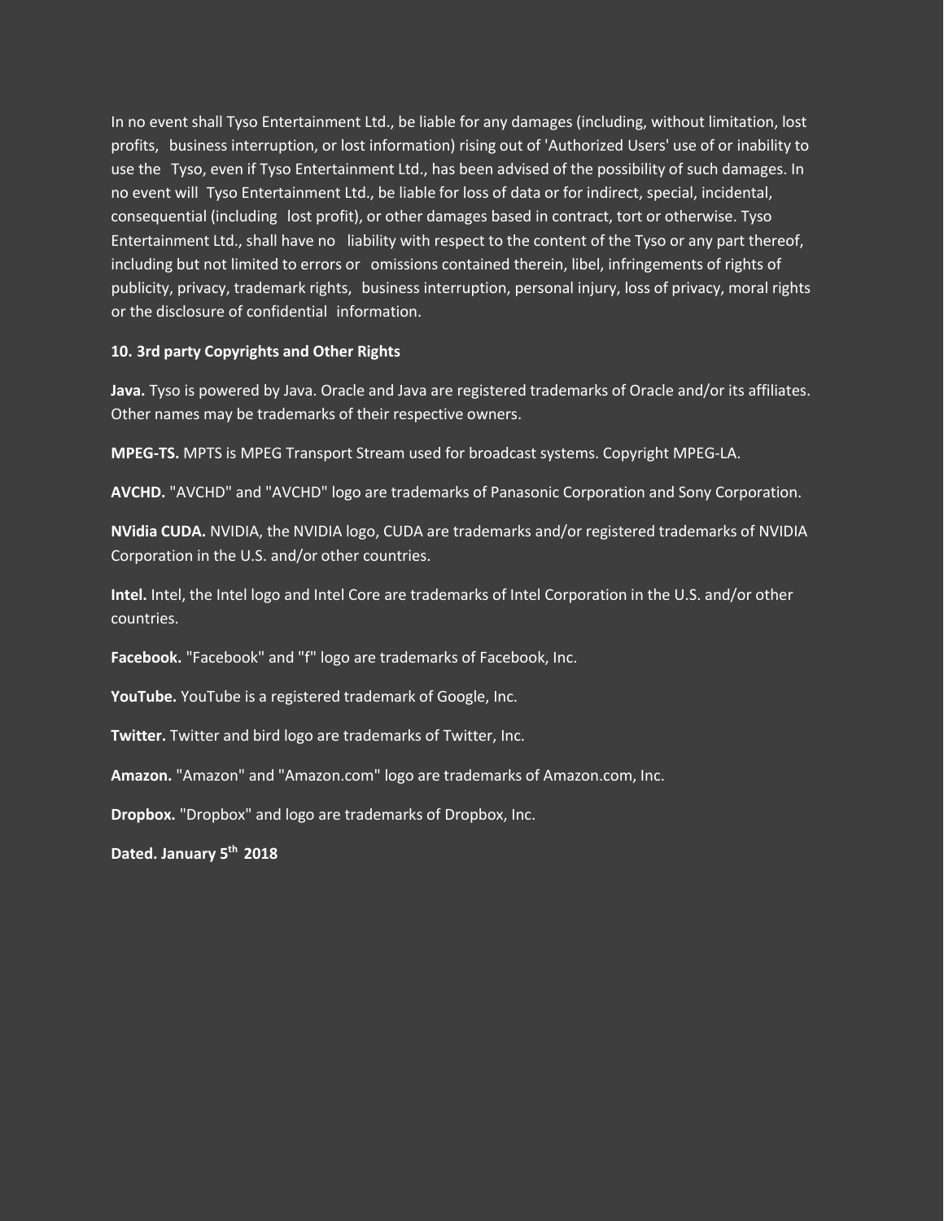In no event shall Tyso Entertainment Ltd., be liable for any damages (including, without limitation, lost profits, business interruption, or lost information) rising out of 'Authorized Users' use of or inability to use the Tyso, even if Tyso Entertainment Ltd., has been advised of the possibility of such damages. In no event will Tyso Entertainment Ltd., be liable for loss of data or for indirect, special, incidental, consequential (including lost profit), or other damages based in contract, tort or otherwise. Tyso Entertainment Ltd., shall have no liability with respect to the content of the Tyso or any part thereof, including but not limited to errors or omissions contained therein, libel, infringements of rights of publicity, privacy, trademark rights, business interruption, personal injury, loss of privacy, moral rights or the disclosure of confidential information.

**10. 3rd party Copyrights and Other Rights**

**Java.** Tyso is powered by Java. Oracle and Java are registered trademarks of Oracle and/or its affiliates. Other names may be trademarks of their respective owners.

**MPEG-TS.** MPTS is MPEG Transport Stream used for broadcast systems. Copyright MPEG-LA.

**AVCHD.** "AVCHD" and "AVCHD" logo are trademarks of Panasonic Corporation and Sony Corporation.

**NVidia CUDA.** NVIDIA, the NVIDIA logo, CUDA are trademarks and/or registered trademarks of NVIDIA Corporation in the U.S. and/or other countries.

**Intel.** Intel, the Intel logo and Intel Core are trademarks of Intel Corporation in the U.S. and/or other countries.

**Facebook.** "Facebook" and "f" logo are trademarks of Facebook, Inc.

**YouTube.** YouTube is a registered trademark of Google, Inc.

**Twitter.** Twitter and bird logo are trademarks of Twitter, Inc.

**Amazon.** "Amazon" and "Amazon.com" logo are trademarks of Amazon.com, Inc.

**Dropbox.** "Dropbox" and logo are trademarks of Dropbox, Inc.

**Dated. January 5th 2018**